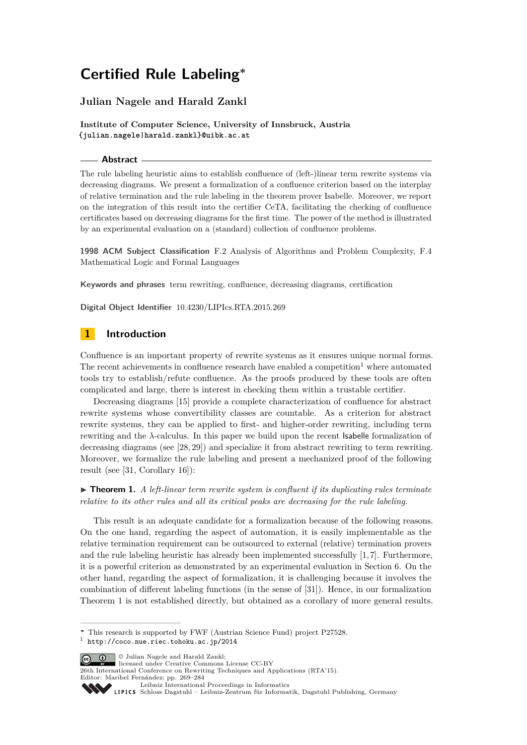# Certified Rule Labeling*

**Julian Nagele and Harald Zankl**

**Institute of Computer Science, University of Innsbruck, Austria**
{julian.nagele|harald.zankl}@uibk.ac.at

## Abstract

The rule labeling heuristic aims to establish confluence of (left-)linear term rewrite systems via decreasing diagrams. We present a formalization of a confluence criterion based on the interplay of relative termination and the rule labeling in the theorem prover Isabelle. Moreover, we report on the integration of this result into the certifier CeTA, facilitating the checking of confluence certificates based on decreasing diagrams for the first time. The power of the method is illustrated by an experimental evaluation on a (standard) collection of confluence problems.

**1998 ACM Subject Classification** F.2 Analysis of Algorithms and Problem Complexity, F.4 Mathematical Logic and Formal Languages

**Keywords and phrases** term rewriting, confluence, decreasing diagrams, certification

**Digital Object Identifier** 10.4230/LIPIcs.RTA.2015.269

## 1 Introduction

Confluence is an important property of rewrite systems as it ensures unique normal forms. The recent achievements in confluence research have enabled a competition[1] where automated tools try to establish/refute confluence. As the proofs produced by these tools are often complicated and large, there is interest in checking them within a trustable certifier.

Decreasing diagrams [15] provide a complete characterization of confluence for abstract rewrite systems whose convertibility classes are countable. As a criterion for abstract rewrite systems, they can be applied to first- and higher-order rewriting, including term rewriting and the $\lambda$-calculus. In this paper we build upon the recent Isabelle formalization of decreasing diagrams (see [28, 29]) and specialize it from abstract rewriting to term rewriting. Moreover, we formalize the rule labeling and present a mechanized proof of the following result (see [31, Corollary 16]):

▶ **Theorem 1.** *A left-linear term rewrite system is confluent if its duplicating rules terminate relative to its other rules and all its critical peaks are decreasing for the rule labeling.*

This result is an adequate candidate for a formalization because of the following reasons. On the one hand, regarding the aspect of automation, it is easily implementable as the relative termination requirement can be outsourced to external (relative) termination provers and the rule labeling heuristic has already been implemented successfully [1, 7]. Furthermore, it is a powerful criterion as demonstrated by an experimental evaluation in Section 6. On the other hand, regarding the aspect of formalization, it is challenging because it involves the combination of different labeling functions (in the sense of [31]). Hence, in our formalization Theorem 1 is not established directly, but obtained as a corollary of more general results.

---

* This research is supported by FWF (Austrian Science Fund) project P27528.

[1] http://coco.nue.riec.tohoku.ac.jp/2014

© Julian Nagele and Harald Zankl; licensed under Creative Commons License CC-BY
26th International Conference on Rewriting Techniques and Applications (RTA'15).
Editor: Maribel Fernández; pp. 269–284
Leibniz International Proceedings in Informatics
Schloss Dagstuhl – Leibniz-Zentrum für Informatik, Dagstuhl Publishing, Germany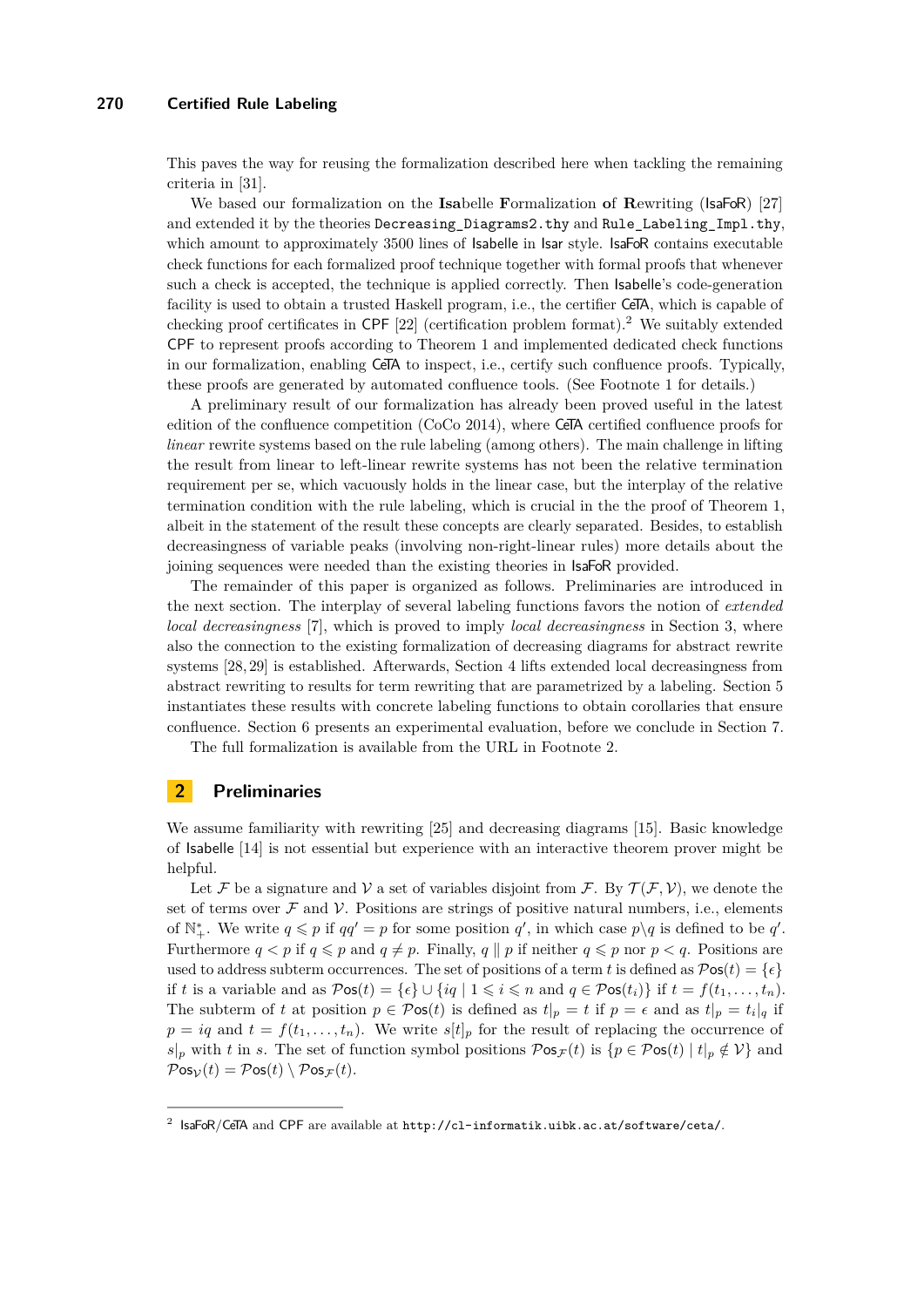This paves the way for reusing the formalization described here when tackling the remaining criteria in [31].

We based our formalization on the **Isa**belle **F**ormalization **o**f **R**ewriting (IsaFoR) [27] and extended it by the theories `Decreasing_Diagrams2.thy` and `Rule_Labeling_Impl.thy`, which amount to approximately 3500 lines of Isabelle in Isar style. IsaFoR contains executable check functions for each formalized proof technique together with formal proofs that whenever such a check is accepted, the technique is applied correctly. Then Isabelle's code-generation facility is used to obtain a trusted Haskell program, i.e., the certifier CeTA, which is capable of checking proof certificates in CPF [22] (certification problem format).[2] We suitably extended CPF to represent proofs according to Theorem 1 and implemented dedicated check functions in our formalization, enabling CeTA to inspect, i.e., certify such confluence proofs. Typically, these proofs are generated by automated confluence tools. (See Footnote 1 for details.)

A preliminary result of our formalization has already been proved useful in the latest edition of the confluence competition (CoCo 2014), where CeTA certified confluence proofs for *linear* rewrite systems based on the rule labeling (among others). The main challenge in lifting the result from linear to left-linear rewrite systems has not been the relative termination requirement per se, which vacuously holds in the linear case, but the interplay of the relative termination condition with the rule labeling, which is crucial in the the proof of Theorem 1, albeit in the statement of the result these concepts are clearly separated. Besides, to establish decreasingness of variable peaks (involving non-right-linear rules) more details about the joining sequences were needed than the existing theories in IsaFoR provided.

The remainder of this paper is organized as follows. Preliminaries are introduced in the next section. The interplay of several labeling functions favors the notion of *extended local decreasingness* [7], which is proved to imply *local decreasingness* in Section 3, where also the connection to the existing formalization of decreasing diagrams for abstract rewrite systems [28, 29] is established. Afterwards, Section 4 lifts extended local decreasingness from abstract rewriting to results for term rewriting that are parametrized by a labeling. Section 5 instantiates these results with concrete labeling functions to obtain corollaries that ensure confluence. Section 6 presents an experimental evaluation, before we conclude in Section 7.

The full formalization is available from the URL in Footnote 2.

## 2 Preliminaries

We assume familiarity with rewriting [25] and decreasing diagrams [15]. Basic knowledge of Isabelle [14] is not essential but experience with an interactive theorem prover might be helpful.

Let $\mathcal{F}$ be a signature and $\mathcal{V}$ a set of variables disjoint from $\mathcal{F}$. By $\mathcal{T}(\mathcal{F}, \mathcal{V})$, we denote the set of terms over $\mathcal{F}$ and $\mathcal{V}$. Positions are strings of positive natural numbers, i.e., elements of $\mathbb{N}_+^*$. We write $q \leqslant p$ if $qq' = p$ for some position $q'$, in which case $p \backslash q$ is defined to be $q'$. Furthermore $q < p$ if $q \leqslant p$ and $q \neq p$. Finally, $q \parallel p$ if neither $q \leqslant p$ nor $p < q$. Positions are used to address subterm occurrences. The set of positions of a term $t$ is defined as $\mathcal{P}\mathsf{os}(t) = \{\epsilon\}$ if $t$ is a variable and as $\mathcal{P}\mathsf{os}(t) = \{\epsilon\} \cup \{iq \mid 1 \leqslant i \leqslant n \text{ and } q \in \mathcal{P}\mathsf{os}(t_i)\}$ if $t = f(t_1, \ldots, t_n)$. The subterm of $t$ at position $p \in \mathcal{P}\mathsf{os}(t)$ is defined as $t|_p = t$ if $p = \epsilon$ and as $t|_p = t_i|_q$ if $p = iq$ and $t = f(t_1, \ldots, t_n)$. We write $s[t]_p$ for the result of replacing the occurrence of $s|_p$ with $t$ in $s$. The set of function symbol positions $\mathcal{P}\mathsf{os}_\mathcal{F}(t)$ is $\{p \in \mathcal{P}\mathsf{os}(t) \mid t|_p \notin \mathcal{V}\}$ and $\mathcal{P}\mathsf{os}_\mathcal{V}(t) = \mathcal{P}\mathsf{os}(t) \setminus \mathcal{P}\mathsf{os}_\mathcal{F}(t)$.

---

[2] IsaFoR/CeTA and CPF are available at `http://cl-informatik.uibk.ac.at/software/ceta/`.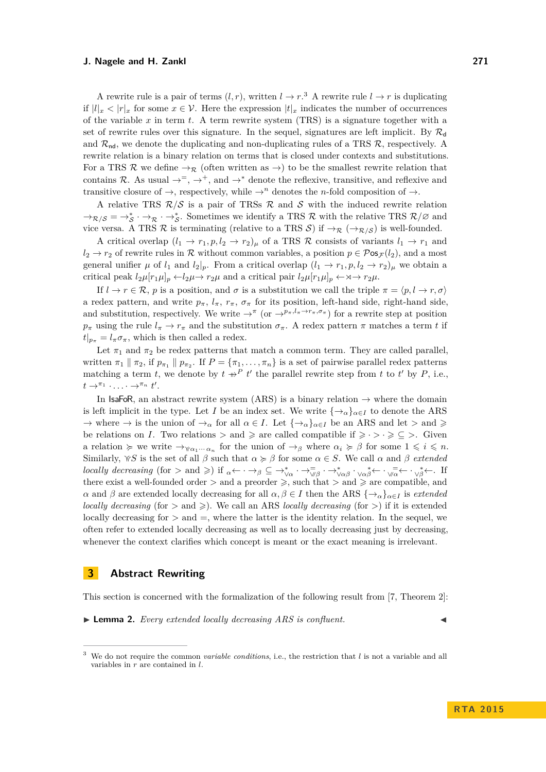A rewrite rule is a pair of terms $(l, r)$, written $l \to r$.[3] A rewrite rule $l \to r$ is duplicating if $|l|_x < |r|_x$ for some $x \in \mathcal{V}$. Here the expression $|t|_x$ indicates the number of occurrences of the variable $x$ in term $t$. A term rewrite system (TRS) is a signature together with a set of rewrite rules over this signature. In the sequel, signatures are left implicit. By $\mathcal{R}_{\mathsf{d}}$ and $\mathcal{R}_{\mathsf{nd}}$, we denote the duplicating and non-duplicating rules of a TRS $\mathcal{R}$, respectively. A rewrite relation is a binary relation on terms that is closed under contexts and substitutions. For a TRS $\mathcal{R}$ we define $\to_{\mathcal{R}}$ (often written as $\to$) to be the smallest rewrite relation that contains $\mathcal{R}$. As usual $\to^=$, $\to^+$, and $\to^*$ denote the reflexive, transitive, and reflexive and transitive closure of $\to$, respectively, while $\to^n$ denotes the $n$-fold composition of $\to$.

A relative TRS $\mathcal{R}/\mathcal{S}$ is a pair of TRSs $\mathcal{R}$ and $\mathcal{S}$ with the induced rewrite relation $\to_{\mathcal{R}/\mathcal{S}} = \to_{\mathcal{S}}^* \cdot \to_{\mathcal{R}} \cdot \to_{\mathcal{S}}^*$. Sometimes we identify a TRS $\mathcal{R}$ with the relative TRS $\mathcal{R}/\varnothing$ and vice versa. A TRS $\mathcal{R}$ is terminating (relative to a TRS $\mathcal{S}$) if $\to_{\mathcal{R}}$ ($\to_{\mathcal{R}/\mathcal{S}}$) is well-founded.

A critical overlap $(l_1 \to r_1, p, l_2 \to r_2)_\mu$ of a TRS $\mathcal{R}$ consists of variants $l_1 \to r_1$ and $l_2 \to r_2$ of rewrite rules in $\mathcal{R}$ without common variables, a position $p \in \mathcal{P}\mathsf{os}_{\mathcal{F}}(l_2)$, and a most general unifier $\mu$ of $l_1$ and $l_2|_p$. From a critical overlap $(l_1 \to r_1, p, l_2 \to r_2)_\mu$ we obtain a critical peak $l_2\mu[r_1\mu]_p \leftarrow l_2\mu \to r_2\mu$ and a critical pair $l_2\mu[r_1\mu]_p \leftarrow\!\rtimes\!\to r_2\mu$.

If $l \to r \in \mathcal{R}$, $p$ is a position, and $\sigma$ is a substitution we call the triple $\pi = \langle p, l \to r, \sigma\rangle$ a redex pattern, and write $p_\pi$, $l_\pi$, $r_\pi$, $\sigma_\pi$ for its position, left-hand side, right-hand side, and substitution, respectively. We write $\to^\pi$ (or $\to^{p_\pi, l_\pi \to r_\pi, \sigma_\pi}$) for a rewrite step at position $p_\pi$ using the rule $l_\pi \to r_\pi$ and the substitution $\sigma_\pi$. A redex pattern $\pi$ matches a term $t$ if $t|_{p_\pi} = l_\pi\sigma_\pi$, which is then called a redex.

Let $\pi_1$ and $\pi_2$ be redex patterns that match a common term. They are called parallel, written $\pi_1 \parallel \pi_2$, if $p_{\pi_1} \parallel p_{\pi_2}$. If $P = \{\pi_1, \ldots, \pi_n\}$ is a set of pairwise parallel redex patterns matching a term $t$, we denote by $t \mathrel{+\!\!\!\!\!\to}^P t'$ the parallel rewrite step from $t$ to $t'$ by $P$, i.e., $t \to^{\pi_1} \cdot \ldots \cdot \to^{\pi_n} t'$.

In IsaFoR, an abstract rewrite system (ARS) is a binary relation $\to$ where the domain is left implicit in the type. Let $I$ be an index set. We write $\{\to_\alpha\}_{\alpha \in I}$ to denote the ARS $\to$ where $\to$ is the union of $\to_\alpha$ for all $\alpha \in I$. Let $\{\to_\alpha\}_{\alpha \in I}$ be an ARS and let $>$ and $\geqslant$ be relations on $I$. Two relations $>$ and $\geqslant$ are called compatible if $\geqslant \cdot > \cdot \geqslant \,\subseteq\, >$. Given a relation $\succcurlyeq$ we write $\to_{\curlyvee\alpha_1 \cdots \alpha_n}$ for the union of $\to_\beta$ where $\alpha_i \succcurlyeq \beta$ for some $1 \leqslant i \leqslant n$. Similarly, $\curlyvee S$ is the set of all $\beta$ such that $\alpha \succcurlyeq \beta$ for some $\alpha \in S$. We call $\alpha$ and $\beta$ *extended locally decreasing* (for $>$ and $\geqslant$) if ${}_\alpha\!\leftarrow \cdot \to_\beta \,\subseteq\, \to_{\curlyvee\alpha}^* \cdot \to_{\curlyvee\!\!\!\!\curlyvee\beta}^= \cdot \to_{\curlyvee\alpha\beta}^* \cdot {}_{\curlyvee\alpha\beta}^{\;*}\!\!\leftarrow \cdot {}_{\curlyvee\!\!\!\!\curlyvee\alpha}^{\;=}\!\!\leftarrow \cdot {}_{\curlyvee\beta}^{\;*}\!\!\leftarrow$. If there exist a well-founded order $>$ and a preorder $\geqslant$, such that $>$ and $\geqslant$ are compatible, and $\alpha$ and $\beta$ are extended locally decreasing for all $\alpha, \beta \in I$ then the ARS $\{\to_\alpha\}_{\alpha \in I}$ is *extended locally decreasing* (for $>$ and $\geqslant$). We call an ARS *locally decreasing* (for $>$) if it is extended locally decreasing for $>$ and $=$, where the latter is the identity relation. In the sequel, we often refer to extended locally decreasing as well as to locally decreasing just by decreasing, whenever the context clarifies which concept is meant or the exact meaning is irrelevant.

## 3 Abstract Rewriting

This section is concerned with the formalization of the following result from [7, Theorem 2]:

▶ **Lemma 2.** *Every extended locally decreasing ARS is confluent.* ◀

---

[3] We do not require the common *variable conditions*, i.e., the restriction that $l$ is not a variable and all variables in $r$ are contained in $l$.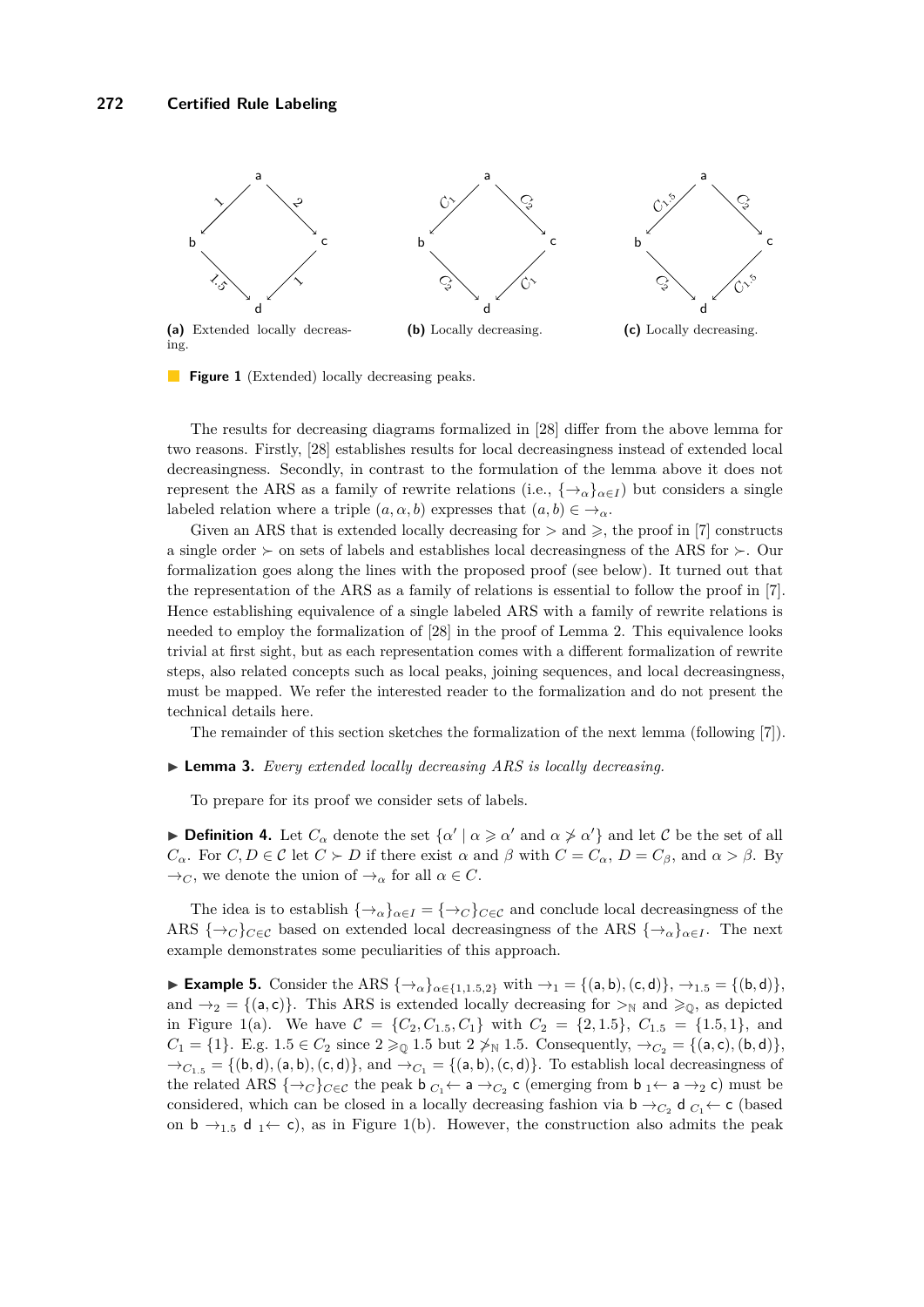(a) Extended locally decreasing.

(b) Locally decreasing.

(c) Locally decreasing.

**Figure 1** (Extended) locally decreasing peaks.

The results for decreasing diagrams formalized in [28] differ from the above lemma for two reasons. Firstly, [28] establishes results for local decreasingness instead of extended local decreasingness. Secondly, in contrast to the formulation of the lemma above it does not represent the ARS as a family of rewrite relations (i.e., $\{\to_\alpha\}_{\alpha \in I}$) but considers a single labeled relation where a triple $(a, \alpha, b)$ expresses that $(a, b) \in \to_\alpha$.

Given an ARS that is extended locally decreasing for $>$ and $\geqslant$, the proof in [7] constructs a single order $\succ$ on sets of labels and establishes local decreasingness of the ARS for $\succ$. Our formalization goes along the lines with the proposed proof (see below). It turned out that the representation of the ARS as a family of relations is essential to follow the proof in [7]. Hence establishing equivalence of a single labeled ARS with a family of rewrite relations is needed to employ the formalization of [28] in the proof of Lemma 2. This equivalence looks trivial at first sight, but as each representation comes with a different formalization of rewrite steps, also related concepts such as local peaks, joining sequences, and local decreasingness, must be mapped. We refer the interested reader to the formalization and do not present the technical details here.

The remainder of this section sketches the formalization of the next lemma (following [7]).

▶ **Lemma 3.** *Every extended locally decreasing ARS is locally decreasing.*

To prepare for its proof we consider sets of labels.

▶ **Definition 4.** Let $C_\alpha$ denote the set $\{\alpha' \mid \alpha \geqslant \alpha' \text{ and } \alpha \not> \alpha'\}$ and let $\mathcal{C}$ be the set of all $C_\alpha$. For $C, D \in \mathcal{C}$ let $C \succ D$ if there exist $\alpha$ and $\beta$ with $C = C_\alpha$, $D = C_\beta$, and $\alpha > \beta$. By $\to_C$, we denote the union of $\to_\alpha$ for all $\alpha \in C$.

The idea is to establish $\{\to_\alpha\}_{\alpha \in I} = \{\to_C\}_{C \in \mathcal{C}}$ and conclude local decreasingness of the ARS $\{\to_C\}_{C \in \mathcal{C}}$ based on extended local decreasingness of the ARS $\{\to_\alpha\}_{\alpha \in I}$. The next example demonstrates some peculiarities of this approach.

▶ **Example 5.** Consider the ARS $\{\to_\alpha\}_{\alpha \in \{1, 1.5, 2\}}$ with $\to_1 = \{(\mathsf{a}, \mathsf{b}), (\mathsf{c}, \mathsf{d})\}$, $\to_{1.5} = \{(\mathsf{b}, \mathsf{d})\}$, and $\to_2 = \{(\mathsf{a}, \mathsf{c})\}$. This ARS is extended locally decreasing for $>_\mathbb{N}$ and $\geqslant_\mathbb{Q}$, as depicted in Figure 1(a). We have $\mathcal{C} = \{C_2, C_{1.5}, C_1\}$ with $C_2 = \{2, 1.5\}$, $C_{1.5} = \{1.5, 1\}$, and $C_1 = \{1\}$. E.g. $1.5 \in C_2$ since $2 \geqslant_\mathbb{Q} 1.5$ but $2 \not>_\mathbb{N} 1.5$. Consequently, $\to_{C_2} = \{(\mathsf{a}, \mathsf{c}), (\mathsf{b}, \mathsf{d})\}$, $\to_{C_{1.5}} = \{(\mathsf{b}, \mathsf{d}), (\mathsf{a}, \mathsf{b}), (\mathsf{c}, \mathsf{d})\}$, and $\to_{C_1} = \{(\mathsf{a}, \mathsf{b}), (\mathsf{c}, \mathsf{d})\}$. To establish local decreasingness of the related ARS $\{\to_C\}_{C \in \mathcal{C}}$ the peak $\mathsf{b} \;{}_{C_1}\!\leftarrow \mathsf{a} \to_{C_2} \mathsf{c}$ (emerging from $\mathsf{b} \;{}_1\!\leftarrow \mathsf{a} \to_2 \mathsf{c}$) must be considered, which can be closed in a locally decreasing fashion via $\mathsf{b} \to_{C_2} \mathsf{d} \;{}_{C_1}\!\leftarrow \mathsf{c}$ (based on $\mathsf{b} \to_{1.5} \mathsf{d} \;{}_1\!\leftarrow \mathsf{c}$), as in Figure 1(b). However, the construction also admits the peak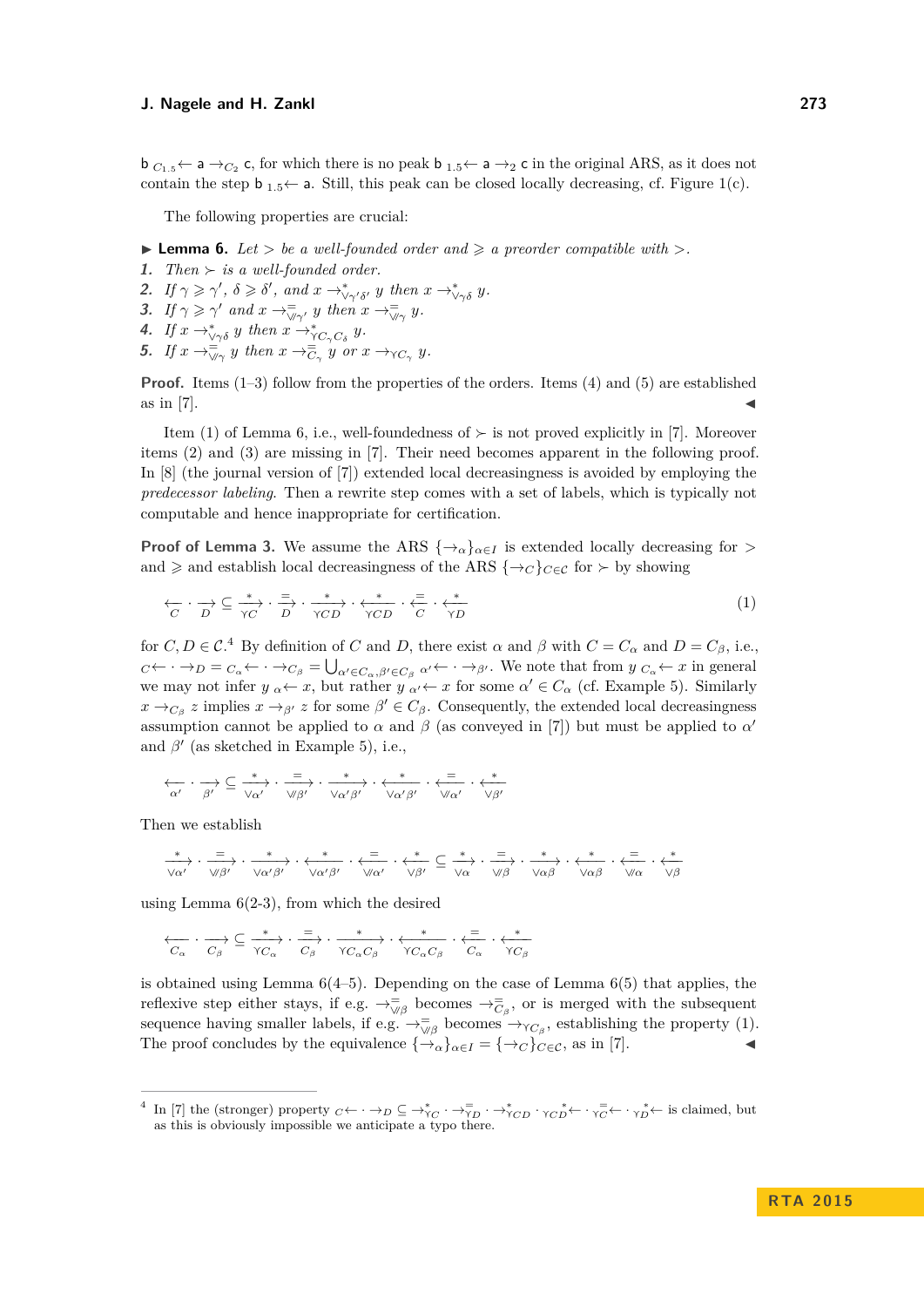$\mathsf{b} \; {}_{C_{1.5}}\!\leftarrow \mathsf{a} \to_{C_2} \mathsf{c}$, for which there is no peak $\mathsf{b} \; {}_{1.5}\!\leftarrow \mathsf{a} \to_2 \mathsf{c}$ in the original ARS, as it does not contain the step $\mathsf{b} \; {}_{1.5}\!\leftarrow \mathsf{a}$. Still, this peak can be closed locally decreasing, cf. Figure 1(c).

The following properties are crucial:

▶ **Lemma 6.** *Let $>$ be a well-founded order and $\geqslant$ a preorder compatible with $>$.*

1. *Then $\succ$ is a well-founded order.*
2. *If $\gamma \geqslant \gamma'$, $\delta \geqslant \delta'$, and $x \to^*_{\vee\gamma'\delta'} y$ then $x \to^*_{\vee\gamma\delta} y$.*
3. *If $\gamma \geqslant \gamma'$ and $x \to^=_{\vee\!\!/\gamma'} y$ then $x \to^=_{\vee\!\!/\gamma} y$.*
4. *If $x \to^*_{\vee\gamma\delta} y$ then $x \to^*_{\curlyvee C_\gamma C_\delta} y$.*
5. *If $x \to^=_{\vee\!\!/\gamma} y$ then $x \to^=_{C_\gamma} y$ or $x \to_{\curlyvee C_\gamma} y$.*

**Proof.** Items (1–3) follow from the properties of the orders. Items (4) and (5) are established as in [7]. ◀

Item (1) of Lemma 6, i.e., well-foundedness of $\succ$ is not proved explicitly in [7]. Moreover items (2) and (3) are missing in [7]. Their need becomes apparent in the following proof. In [8] (the journal version of [7]) extended local decreasingness is avoided by employing the *predecessor labeling*. Then a rewrite step comes with a set of labels, which is typically not computable and hence inappropriate for certification.

**Proof of Lemma 3.** We assume the ARS $\{\to_\alpha\}_{\alpha\in I}$ is extended locally decreasing for $>$ and $\geqslant$ and establish local decreasingness of the ARS $\{\to_C\}_{C\in\mathcal{C}}$ for $\succ$ by showing

$$\underset{C}{\longleftarrow} \cdot \underset{D}{\longrightarrow} \subseteq \overset{*}{\underset{\curlyvee C}{\longrightarrow}} \cdot \overset{=}{\underset{D}{\longrightarrow}} \cdot \overset{*}{\underset{\curlyvee CD}{\longrightarrow}} \cdot \overset{*}{\underset{\curlyvee CD}{\longleftarrow}} \cdot \overset{=}{\underset{C}{\longleftarrow}} \cdot \overset{*}{\underset{\curlyvee D}{\longleftarrow}} \tag{1}$$

for $C, D \in \mathcal{C}$.[4] By definition of $C$ and $D$, there exist $\alpha$ and $\beta$ with $C = C_\alpha$ and $D = C_\beta$, i.e., ${}_{C}\!\leftarrow \cdot \to_D = {}_{C_\alpha}\!\leftarrow \cdot \to_{C_\beta} = \bigcup_{\alpha'\in C_\alpha, \beta'\in C_\beta} {}_{\alpha'}\!\leftarrow \cdot \to_{\beta'}$. We note that from $y \; {}_{C_\alpha}\!\leftarrow x$ in general we may not infer $y \; {}_{\alpha}\!\leftarrow x$, but rather $y \; {}_{\alpha'}\!\leftarrow x$ for some $\alpha' \in C_\alpha$ (cf. Example 5). Similarly $x \to_{C_\beta} z$ implies $x \to_{\beta'} z$ for some $\beta' \in C_\beta$. Consequently, the extended local decreasingness assumption cannot be applied to $\alpha$ and $\beta$ (as conveyed in [7]) but must be applied to $\alpha'$ and $\beta'$ (as sketched in Example 5), i.e.,

$$\underset{\alpha'}{\longleftarrow} \cdot \underset{\beta'}{\longrightarrow} \subseteq \overset{*}{\underset{\vee\alpha'}{\longrightarrow}} \cdot \overset{=}{\underset{\vee\!\!/\beta'}{\longrightarrow}} \cdot \overset{*}{\underset{\vee\alpha'\beta'}{\longrightarrow}} \cdot \overset{*}{\underset{\vee\alpha'\beta'}{\longleftarrow}} \cdot \overset{=}{\underset{\vee\!\!/\alpha'}{\longleftarrow}} \cdot \overset{*}{\underset{\vee\beta'}{\longleftarrow}}$$

Then we establish

$$\overset{*}{\underset{\vee\alpha'}{\longrightarrow}} \cdot \overset{=}{\underset{\vee\!\!/\beta'}{\longrightarrow}} \cdot \overset{*}{\underset{\vee\alpha'\beta'}{\longrightarrow}} \cdot \overset{*}{\underset{\vee\alpha'\beta'}{\longleftarrow}} \cdot \overset{=}{\underset{\vee\!\!/\alpha'}{\longleftarrow}} \cdot \overset{*}{\underset{\vee\beta'}{\longleftarrow}} \subseteq \overset{*}{\underset{\vee\alpha}{\longrightarrow}} \cdot \overset{=}{\underset{\vee\!\!/\beta}{\longrightarrow}} \cdot \overset{*}{\underset{\vee\alpha\beta}{\longrightarrow}} \cdot \overset{*}{\underset{\vee\alpha\beta}{\longleftarrow}} \cdot \overset{=}{\underset{\vee\!\!/\alpha}{\longleftarrow}} \cdot \overset{*}{\underset{\vee\beta}{\longleftarrow}}$$

using Lemma 6(2-3), from which the desired

$$\underset{C_\alpha}{\longleftarrow} \cdot \underset{C_\beta}{\longrightarrow} \subseteq \overset{*}{\underset{\curlyvee C_\alpha}{\longrightarrow}} \cdot \overset{=}{\underset{C_\beta}{\longrightarrow}} \cdot \overset{*}{\underset{\curlyvee C_\alpha C_\beta}{\longrightarrow}} \cdot \overset{*}{\underset{\curlyvee C_\alpha C_\beta}{\longleftarrow}} \cdot \overset{=}{\underset{C_\alpha}{\longleftarrow}} \cdot \overset{*}{\underset{\curlyvee C_\beta}{\longleftarrow}}$$

is obtained using Lemma 6(4–5). Depending on the case of Lemma 6(5) that applies, the reflexive step either stays, if e.g. $\to^=_{\vee\!\!/\beta}$ becomes $\to^=_{C_\beta}$, or is merged with the subsequent sequence having smaller labels, if e.g. $\to^=_{\vee\!\!/\beta}$ becomes $\to_{\curlyvee C_\beta}$, establishing the property (1). The proof concludes by the equivalence $\{\to_\alpha\}_{\alpha\in I} = \{\to_C\}_{C\in\mathcal{C}}$, as in [7]. ◀

---

[4] In [7] the (stronger) property ${}_{C}\!\leftarrow \cdot \to_D \subseteq \to^*_{\curlyvee C} \cdot \to^=_{\curlyvee D} \cdot \to^*_{\curlyvee CD} \cdot {}_{\curlyvee CD}\!\overset{*}{\leftarrow} \cdot {}_{\curlyvee C}\!\overset{=}{\leftarrow} \cdot {}_{\curlyvee D}\!\overset{*}{\leftarrow}$ is claimed, but as this is obviously impossible we anticipate a typo there.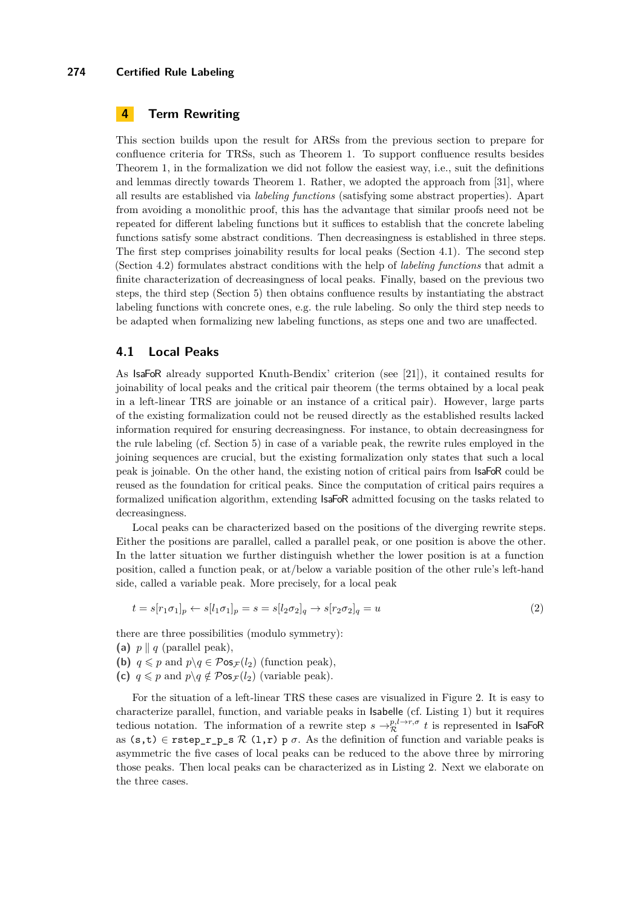## 4 Term Rewriting

This section builds upon the result for ARSs from the previous section to prepare for confluence criteria for TRSs, such as Theorem 1. To support confluence results besides Theorem 1, in the formalization we did not follow the easiest way, i.e., suit the definitions and lemmas directly towards Theorem 1. Rather, we adopted the approach from [31], where all results are established via *labeling functions* (satisfying some abstract properties). Apart from avoiding a monolithic proof, this has the advantage that similar proofs need not be repeated for different labeling functions but it suffices to establish that the concrete labeling functions satisfy some abstract conditions. Then decreasingness is established in three steps. The first step comprises joinability results for local peaks (Section 4.1). The second step (Section 4.2) formulates abstract conditions with the help of *labeling functions* that admit a finite characterization of decreasingness of local peaks. Finally, based on the previous two steps, the third step (Section 5) then obtains confluence results by instantiating the abstract labeling functions with concrete ones, e.g. the rule labeling. So only the third step needs to be adapted when formalizing new labeling functions, as steps one and two are unaffected.

### 4.1 Local Peaks

As IsaFoR already supported Knuth-Bendix' criterion (see [21]), it contained results for joinability of local peaks and the critical pair theorem (the terms obtained by a local peak in a left-linear TRS are joinable or an instance of a critical pair). However, large parts of the existing formalization could not be reused directly as the established results lacked information required for ensuring decreasingness. For instance, to obtain decreasingness for the rule labeling (cf. Section 5) in case of a variable peak, the rewrite rules employed in the joining sequences are crucial, but the existing formalization only states that such a local peak is joinable. On the other hand, the existing notion of critical pairs from IsaFoR could be reused as the foundation for critical peaks. Since the computation of critical pairs requires a formalized unification algorithm, extending IsaFoR admitted focusing on the tasks related to decreasingness.

Local peaks can be characterized based on the positions of the diverging rewrite steps. Either the positions are parallel, called a parallel peak, or one position is above the other. In the latter situation we further distinguish whether the lower position is at a function position, called a function peak, or at/below a variable position of the other rule's left-hand side, called a variable peak. More precisely, for a local peak

$$t = s[r_1\sigma_1]_p \leftarrow s[l_1\sigma_1]_p = s = s[l_2\sigma_2]_q \rightarrow s[r_2\sigma_2]_q = u \tag{2}$$

there are three possibilities (modulo symmetry):

**(a)** $p \parallel q$ (parallel peak),
**(b)** $q \leqslant p$ and $p\backslash q \in \mathcal{P}\mathsf{os}_{\mathcal{F}}(l_2)$ (function peak),
**(c)** $q \leqslant p$ and $p\backslash q \notin \mathcal{P}\mathsf{os}_{\mathcal{F}}(l_2)$ (variable peak).

For the situation of a left-linear TRS these cases are visualized in Figure 2. It is easy to characterize parallel, function, and variable peaks in Isabelle (cf. Listing 1) but it requires tedious notation. The information of a rewrite step $s \rightarrow_{\mathcal{R}}^{p,l\rightarrow r,\sigma} t$ is represented in IsaFoR as `(s,t) ∈ rstep_r_p_s` $\mathcal{R}$ `(l,r) p` $\sigma$. As the definition of function and variable peaks is asymmetric the five cases of local peaks can be reduced to the above three by mirroring those peaks. Then local peaks can be characterized as in Listing 2. Next we elaborate on the three cases.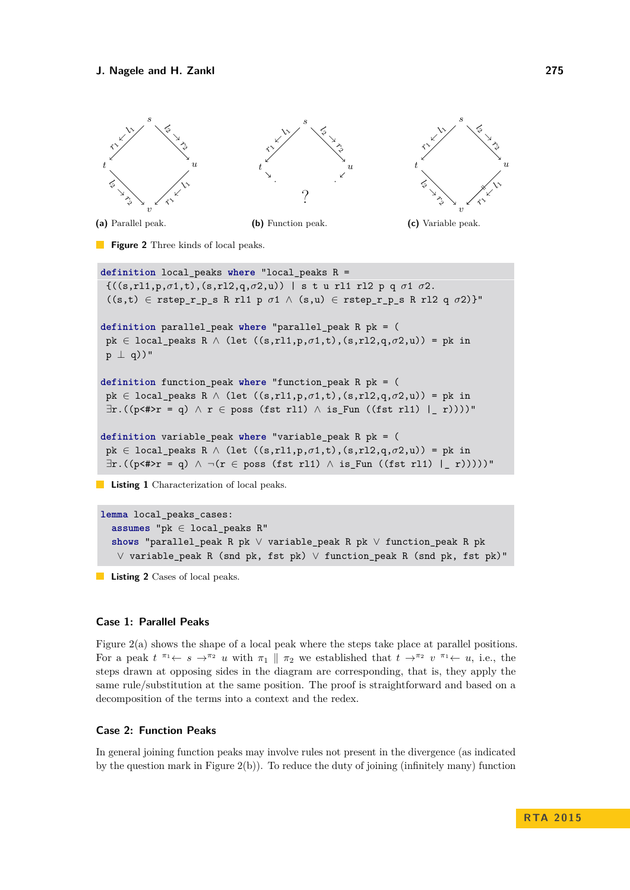(a) Parallel peak.

(b) Function peak.

(c) Variable peak.

**Figure 2** Three kinds of local peaks.

```
definition local_peaks where "local_peaks R =
 {((s,rl1,p,σ1,t),(s,rl2,q,σ2,u)) | s t u rl1 rl2 p q σ1 σ2.
 ((s,t) ∈ rstep_r_p_s R rl1 p σ1 ∧ (s,u) ∈ rstep_r_p_s R rl2 q σ2)}"

definition parallel_peak where "parallel_peak R pk = (
 pk ∈ local_peaks R ∧ (let ((s,rl1,p,σ1,t),(s,rl2,q,σ2,u)) = pk in
 p ⊥ q))"

definition function_peak where "function_peak R pk = (
 pk ∈ local_peaks R ∧ (let ((s,rl1,p,σ1,t),(s,rl2,q,σ2,u)) = pk in
 ∃r.((p<#>r = q) ∧ r ∈ poss (fst rl1) ∧ is_Fun ((fst rl1) |_ r))))"

definition variable_peak where "variable_peak R pk = (
 pk ∈ local_peaks R ∧ (let ((s,rl1,p,σ1,t),(s,rl2,q,σ2,u)) = pk in
 ∃r.((p<#>r = q) ∧ ¬(r ∈ poss (fst rl1) ∧ is_Fun ((fst rl1) |_ r)))))"
```

**Listing 1** Characterization of local peaks.

```
lemma local_peaks_cases:
  assumes "pk ∈ local_peaks R"
  shows "parallel_peak R pk ∨ variable_peak R pk ∨ function_peak R pk
   ∨ variable_peak R (snd pk, fst pk) ∨ function_peak R (snd pk, fst pk)"
```

**Listing 2** Cases of local peaks.

### Case 1: Parallel Peaks

Figure 2(a) shows the shape of a local peak where the steps take place at parallel positions. For a peak $t \;{}^{\pi_1}\!\!\leftarrow s \rightarrow^{\pi_2} u$ with $\pi_1 \parallel \pi_2$ we established that $t \rightarrow^{\pi_2} v \;{}^{\pi_1}\!\!\leftarrow u$, i.e., the steps drawn at opposing sides in the diagram are corresponding, that is, they apply the same rule/substitution at the same position. The proof is straightforward and based on a decomposition of the terms into a context and the redex.

### Case 2: Function Peaks

In general joining function peaks may involve rules not present in the divergence (as indicated by the question mark in Figure 2(b)). To reduce the duty of joining (infinitely many) function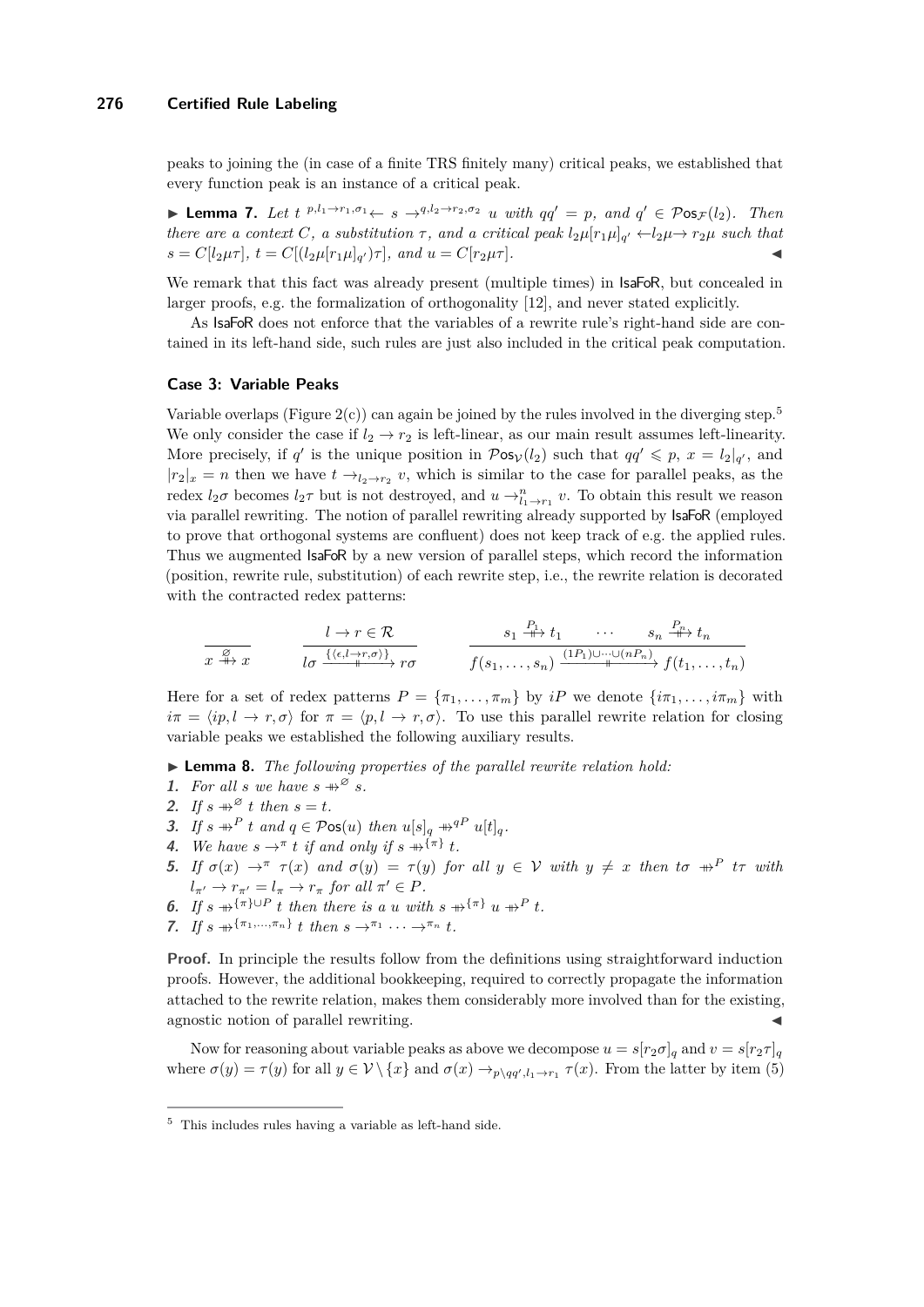peaks to joining the (in case of a finite TRS finitely many) critical peaks, we established that every function peak is an instance of a critical peak.

▶ **Lemma 7.** *Let $t \;{}^{p,l_1\to r_1,\sigma_1}\!\!\leftarrow s \to^{q,l_2\to r_2,\sigma_2} u$ with $qq' = p$, and $q' \in \mathcal{P}\mathsf{os}_\mathcal{F}(l_2)$. Then there are a context $C$, a substitution $\tau$, and a critical peak $l_2\mu[r_1\mu]_{q'} \leftarrow l_2\mu \to r_2\mu$ such that $s = C[l_2\mu\tau]$, $t = C[(l_2\mu[r_1\mu]_{q'})\tau]$, and $u = C[r_2\mu\tau]$.* ◀

We remark that this fact was already present (multiple times) in IsaFoR, but concealed in larger proofs, e.g. the formalization of orthogonality [12], and never stated explicitly.

As IsaFoR does not enforce that the variables of a rewrite rule's right-hand side are contained in its left-hand side, such rules are just also included in the critical peak computation.

### Case 3: Variable Peaks

Variable overlaps (Figure 2(c)) can again be joined by the rules involved in the diverging step.[5] We only consider the case if $l_2 \to r_2$ is left-linear, as our main result assumes left-linearity. More precisely, if $q'$ is the unique position in $\mathcal{P}\mathsf{os}_\mathcal{V}(l_2)$ such that $qq' \leqslant p$, $x = l_2|_{q'}$, and $|r_2|_x = n$ then we have $t \to_{l_2\to r_2} v$, which is similar to the case for parallel peaks, as the redex $l_2\sigma$ becomes $l_2\tau$ but is not destroyed, and $u \to^n_{l_1\to r_1} v$. To obtain this result we reason via parallel rewriting. The notion of parallel rewriting already supported by IsaFoR (employed to prove that orthogonal systems are confluent) does not keep track of e.g. the applied rules. Thus we augmented IsaFoR by a new version of parallel steps, which record the information (position, rewrite rule, substitution) of each rewrite step, i.e., the rewrite relation is decorated with the contracted redex patterns:

$$\frac{}{x \xrightarrow{\varnothing}\!\!\!\!\!\!\!\;\shortparallel\;\; x} \qquad \frac{l \to r \in \mathcal{R}}{l\sigma \xrightarrow{\{\langle\epsilon, l\to r,\sigma\rangle\}}\!\!\!\!\!\!\!\;\shortparallel\;\; r\sigma} \qquad \frac{s_1 \xrightarrow{P_1}\!\!\!\!\!\!\!\;\shortparallel\;\; t_1 \quad \cdots \quad s_n \xrightarrow{P_n}\!\!\!\!\!\!\!\;\shortparallel\;\; t_n}{f(s_1,\ldots,s_n) \xrightarrow{(1P_1)\cup\cdots\cup(nP_n)}\!\!\!\!\!\!\!\;\shortparallel\;\; f(t_1,\ldots,t_n)}$$

Here for a set of redex patterns $P = \{\pi_1,\ldots,\pi_m\}$ by $iP$ we denote $\{i\pi_1,\ldots,i\pi_m\}$ with $i\pi = \langle ip, l \to r, \sigma\rangle$ for $\pi = \langle p, l \to r, \sigma\rangle$. To use this parallel rewrite relation for closing variable peaks we established the following auxiliary results.

▶ **Lemma 8.** *The following properties of the parallel rewrite relation hold:*

1. *For all $s$ we have $s \;\#\!\!\!\to^{\varnothing} s$.*
2. *If $s \;\#\!\!\!\to^{\varnothing} t$ then $s = t$.*
3. *If $s \;\#\!\!\!\to^{P} t$ and $q \in \mathcal{P}\mathsf{os}(u)$ then $u[s]_q \;\#\!\!\!\to^{qP} u[t]_q$.*
4. *We have $s \to^{\pi} t$ if and only if $s \;\#\!\!\!\to^{\{\pi\}} t$.*
5. *If $\sigma(x) \to^{\pi} \tau(x)$ and $\sigma(y) = \tau(y)$ for all $y \in \mathcal{V}$ with $y \neq x$ then $t\sigma \;\#\!\!\!\to^{P} t\tau$ with $l_{\pi'} \to r_{\pi'} = l_\pi \to r_\pi$ for all $\pi' \in P$.*
6. *If $s \;\#\!\!\!\to^{\{\pi\}\cup P} t$ then there is a $u$ with $s \;\#\!\!\!\to^{\{\pi\}} u \;\#\!\!\!\to^{P} t$.*
7. *If $s \;\#\!\!\!\to^{\{\pi_1,\ldots,\pi_n\}} t$ then $s \to^{\pi_1} \cdots \to^{\pi_n} t$.*

**Proof.** In principle the results follow from the definitions using straightforward induction proofs. However, the additional bookkeeping, required to correctly propagate the information attached to the rewrite relation, makes them considerably more involved than for the existing, agnostic notion of parallel rewriting. ◀

Now for reasoning about variable peaks as above we decompose $u = s[r_2\sigma]_q$ and $v = s[r_2\tau]_q$ where $\sigma(y) = \tau(y)$ for all $y \in \mathcal{V}\setminus\{x\}$ and $\sigma(x) \to_{p\setminus qq', l_1\to r_1} \tau(x)$. From the latter by item (5)

[5] This includes rules having a variable as left-hand side.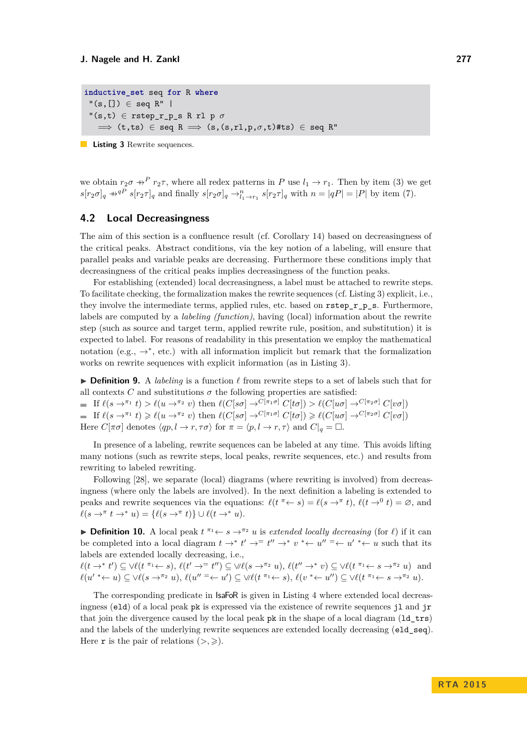```
inductive_set seq for R where
 "(s,[]) ∈ seq R" |
 "(s,t) ∈ rstep_r_p_s R rl p σ
   ⟹ (t,ts) ∈ seq R ⟹ (s,(s,rl,p,σ,t)#ts) ∈ seq R"
```

**Listing 3** Rewrite sequences.

we obtain $r_2\sigma \nrightarrow\!\!\!\!\rightarrow^{P} r_2\tau$, where all redex patterns in $P$ use $l_1 \to r_1$. Then by item (3) we get $s[r_2\sigma]_q \nrightarrow\!\!\!\!\rightarrow^{qP} s[r_2\tau]_q$ and finally $s[r_2\sigma]_q \to^n_{l_1\to r_1} s[r_2\tau]_q$ with $n = |qP| = |P|$ by item (7).

## 4.2 Local Decreasingness

The aim of this section is a confluence result (cf. Corollary 14) based on decreasingness of the critical peaks. Abstract conditions, via the key notion of a labeling, will ensure that parallel peaks and variable peaks are decreasing. Furthermore these conditions imply that decreasingness of the critical peaks implies decreasingness of the function peaks.

For establishing (extended) local decreasingness, a label must be attached to rewrite steps. To facilitate checking, the formalization makes the rewrite sequences (cf. Listing 3) explicit, i.e., they involve the intermediate terms, applied rules, etc. based on `rstep_r_p_s`. Furthermore, labels are computed by a *labeling (function)*, having (local) information about the rewrite step (such as source and target term, applied rewrite rule, position, and substitution) it is expected to label. For reasons of readability in this presentation we employ the mathematical notation (e.g., $\to^*$, etc.) with all information implicit but remark that the formalization works on rewrite sequences with explicit information (as in Listing 3).

▶ **Definition 9.** A *labeling* is a function $\ell$ from rewrite steps to a set of labels such that for all contexts $C$ and substitutions $\sigma$ the following properties are satisfied:

- If $\ell(s \to^{\pi_1} t) > \ell(u \to^{\pi_2} v)$ then $\ell(C[s\sigma] \to^{C[\pi_1\sigma]} C[t\sigma]) > \ell(C[u\sigma] \to^{C[\pi_2\sigma]} C[v\sigma])$
- If $\ell(s \to^{\pi_1} t) \geqslant \ell(u \to^{\pi_2} v)$ then $\ell(C[s\sigma] \to^{C[\pi_1\sigma]} C[t\sigma]) \geqslant \ell(C[u\sigma] \to^{C[\pi_2\sigma]} C[v\sigma])$

Here $C[\pi\sigma]$ denotes $\langle qp, l \to r, \tau\sigma\rangle$ for $\pi = \langle p, l \to r, \tau\rangle$ and $C|_q = \Box$.

In presence of a labeling, rewrite sequences can be labeled at any time. This avoids lifting many notions (such as rewrite steps, local peaks, rewrite sequences, etc.) and results from rewriting to labeled rewriting.

Following [28], we separate (local) diagrams (where rewriting is involved) from decreasingness (where only the labels are involved). In the next definition a labeling is extended to peaks and rewrite sequences via the equations: $\ell(t\; {}^{\pi}\!\!\leftarrow s) = \ell(s \to^{\pi} t)$, $\ell(t \to^0 t) = \varnothing$, and $\ell(s \to^{\pi} t \to^* u) = \{\ell(s \to^{\pi} t)\} \cup \ell(t \to^* u)$.

▶ **Definition 10.** A local peak $t\; {}^{\pi_1}\!\!\leftarrow s \to^{\pi_2} u$ is *extended locally decreasing* (for $\ell$) if it can be completed into a local diagram $t \to^* t' \to^= t'' \to^* v\; {}^*\!\!\leftarrow u''\; {}^=\!\!\leftarrow u'\; {}^*\!\!\leftarrow u$ such that its labels are extended locally decreasing, i.e.,
$\ell(t \to^* t') \subseteq \curlyvee\ell(t\; {}^{\pi_1}\!\!\leftarrow s)$, $\ell(t' \to^= t'') \subseteq \curlyvee\!\!\!\!\curlyvee\ell(s \to^{\pi_2} u)$, $\ell(t'' \to^* v) \subseteq \curlyvee\ell(t\; {}^{\pi_1}\!\!\leftarrow s \to^{\pi_2} u)$ and $\ell(u'\; {}^*\!\!\leftarrow u) \subseteq \curlyvee\ell(s \to^{\pi_2} u)$, $\ell(u''\; {}^=\!\!\leftarrow u') \subseteq \curlyvee\!\!\!\!\curlyvee\ell(t\; {}^{\pi_1}\!\!\leftarrow s)$, $\ell(v\; {}^*\!\!\leftarrow u'') \subseteq \curlyvee\ell(t\; {}^{\pi_1}\!\!\leftarrow s \to^{\pi_2} u)$.

The corresponding predicate in IsaFoR is given in Listing 4 where extended local decreasingness (`eld`) of a local peak `pk` is expressed via the existence of rewrite sequences `jl` and `jr` that join the divergence caused by the local peak `pk` in the shape of a local diagram (`ld_trs`) and the labels of the underlying rewrite sequences are extended locally decreasing (`eld_seq`). Here `r` is the pair of relations $(>, \geqslant)$.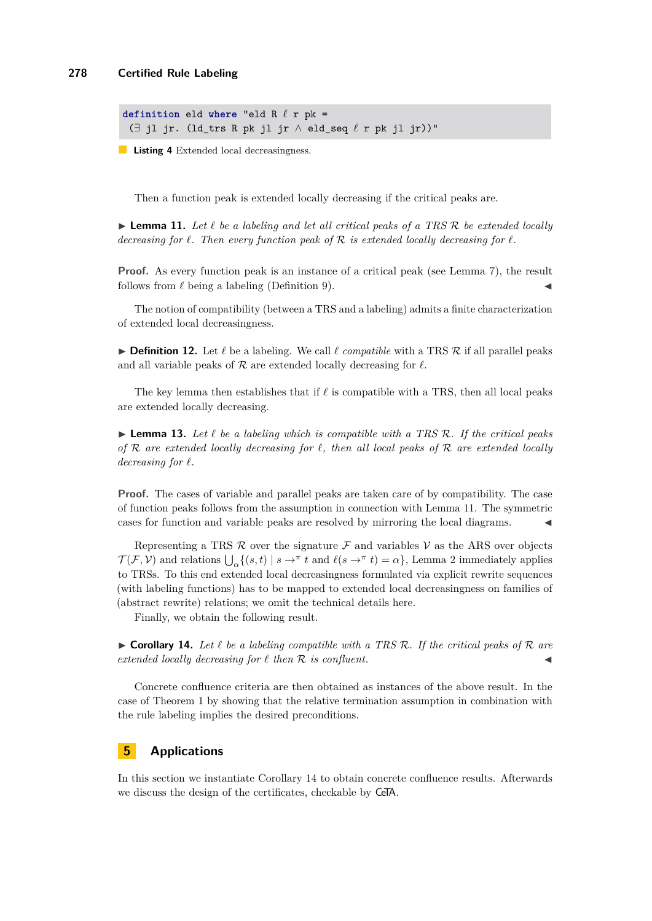```
definition eld where "eld R ℓ r pk =
 (∃ jl jr. (ld_trs R pk jl jr ∧ eld_seq ℓ r pk jl jr))"
```

**Listing 4** Extended local decreasingness.

Then a function peak is extended locally decreasing if the critical peaks are.

▶ **Lemma 11.** *Let $\ell$ be a labeling and let all critical peaks of a TRS $\mathcal{R}$ be extended locally decreasing for $\ell$. Then every function peak of $\mathcal{R}$ is extended locally decreasing for $\ell$.*

**Proof.** As every function peak is an instance of a critical peak (see Lemma 7), the result follows from $\ell$ being a labeling (Definition 9). ◀

The notion of compatibility (between a TRS and a labeling) admits a finite characterization of extended local decreasingness.

▶ **Definition 12.** Let $\ell$ be a labeling. We call $\ell$ *compatible* with a TRS $\mathcal{R}$ if all parallel peaks and all variable peaks of $\mathcal{R}$ are extended locally decreasing for $\ell$.

The key lemma then establishes that if $\ell$ is compatible with a TRS, then all local peaks are extended locally decreasing.

▶ **Lemma 13.** *Let $\ell$ be a labeling which is compatible with a TRS $\mathcal{R}$. If the critical peaks of $\mathcal{R}$ are extended locally decreasing for $\ell$, then all local peaks of $\mathcal{R}$ are extended locally decreasing for $\ell$.*

**Proof.** The cases of variable and parallel peaks are taken care of by compatibility. The case of function peaks follows from the assumption in connection with Lemma 11. The symmetric cases for function and variable peaks are resolved by mirroring the local diagrams. ◀

Representing a TRS $\mathcal{R}$ over the signature $\mathcal{F}$ and variables $\mathcal{V}$ as the ARS over objects $\mathcal{T}(\mathcal{F},\mathcal{V})$ and relations $\bigcup_\alpha\{(s,t) \mid s \to^\pi t \text{ and } \ell(s \to^\pi t) = \alpha\}$, Lemma 2 immediately applies to TRSs. To this end extended local decreasingness formulated via explicit rewrite sequences (with labeling functions) has to be mapped to extended local decreasingness on families of (abstract rewrite) relations; we omit the technical details here.

Finally, we obtain the following result.

▶ **Corollary 14.** *Let $\ell$ be a labeling compatible with a TRS $\mathcal{R}$. If the critical peaks of $\mathcal{R}$ are extended locally decreasing for $\ell$ then $\mathcal{R}$ is confluent.* ◀

Concrete confluence criteria are then obtained as instances of the above result. In the case of Theorem 1 by showing that the relative termination assumption in combination with the rule labeling implies the desired preconditions.

## 5 Applications

In this section we instantiate Corollary 14 to obtain concrete confluence results. Afterwards we discuss the design of the certificates, checkable by CeTA.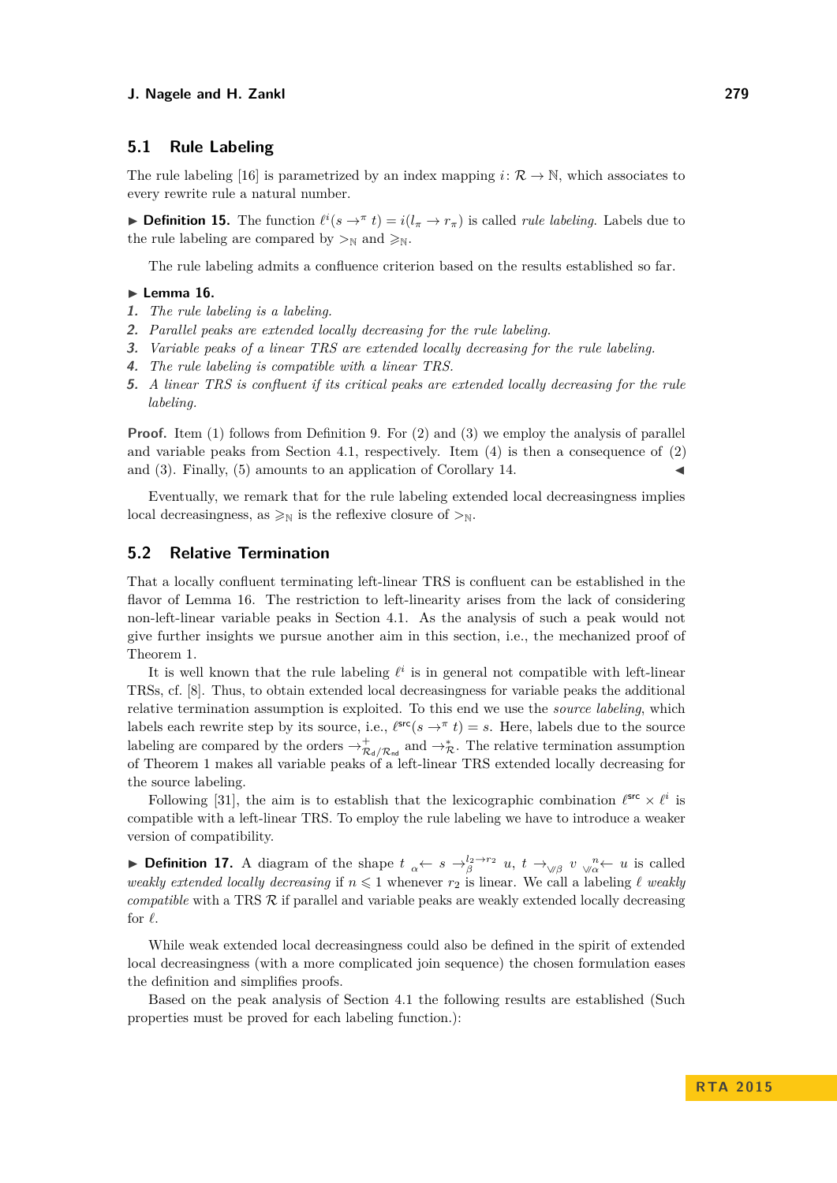### 5.1 Rule Labeling

The rule labeling [16] is parametrized by an index mapping $i\colon \mathcal{R} \to \mathbb{N}$, which associates to every rewrite rule a natural number.

▶ **Definition 15.** The function $\ell^i(s \to^\pi t) = i(l_\pi \to r_\pi)$ is called *rule labeling*. Labels due to the rule labeling are compared by $>_\mathbb{N}$ and $\geqslant_\mathbb{N}$.

The rule labeling admits a confluence criterion based on the results established so far.

▶ **Lemma 16.**

1. *The rule labeling is a labeling.*
2. *Parallel peaks are extended locally decreasing for the rule labeling.*
3. *Variable peaks of a linear TRS are extended locally decreasing for the rule labeling.*
4. *The rule labeling is compatible with a linear TRS.*
5. *A linear TRS is confluent if its critical peaks are extended locally decreasing for the rule labeling.*

**Proof.** Item (1) follows from Definition 9. For (2) and (3) we employ the analysis of parallel and variable peaks from Section 4.1, respectively. Item (4) is then a consequence of (2) and (3). Finally, (5) amounts to an application of Corollary 14. ◀

Eventually, we remark that for the rule labeling extended local decreasingness implies local decreasingness, as $\geqslant_\mathbb{N}$ is the reflexive closure of $>_\mathbb{N}$.

### 5.2 Relative Termination

That a locally confluent terminating left-linear TRS is confluent can be established in the flavor of Lemma 16. The restriction to left-linearity arises from the lack of considering non-left-linear variable peaks in Section 4.1. As the analysis of such a peak would not give further insights we pursue another aim in this section, i.e., the mechanized proof of Theorem 1.

It is well known that the rule labeling $\ell^i$ is in general not compatible with left-linear TRSs, cf. [8]. Thus, to obtain extended local decreasingness for variable peaks the additional relative termination assumption is exploited. To this end we use the *source labeling*, which labels each rewrite step by its source, i.e., $\ell^{\mathsf{src}}(s \to^\pi t) = s$. Here, labels due to the source labeling are compared by the orders $\to^+_{\mathcal{R}_\mathsf{d}/\mathcal{R}_\mathsf{nd}}$ and $\to^*_\mathcal{R}$. The relative termination assumption of Theorem 1 makes all variable peaks of a left-linear TRS extended locally decreasing for the source labeling.

Following [31], the aim is to establish that the lexicographic combination $\ell^{\mathsf{src}} \times \ell^i$ is compatible with a left-linear TRS. To employ the rule labeling we have to introduce a weaker version of compatibility.

▶ **Definition 17.** A diagram of the shape $t \;{}_\alpha\!\leftarrow s \to^{l_2 \to r_2}_\beta u$, $t \to_{\vee\!\!/\beta} v \;{}^{\;n}_{\vee\!\!/\alpha}\!\!\leftarrow u$ is called *weakly extended locally decreasing* if $n \leqslant 1$ whenever $r_2$ is linear. We call a labeling $\ell$ *weakly compatible* with a TRS $\mathcal{R}$ if parallel and variable peaks are weakly extended locally decreasing for $\ell$.

While weak extended local decreasingness could also be defined in the spirit of extended local decreasingness (with a more complicated join sequence) the chosen formulation eases the definition and simplifies proofs.

Based on the peak analysis of Section 4.1 the following results are established (Such properties must be proved for each labeling function.):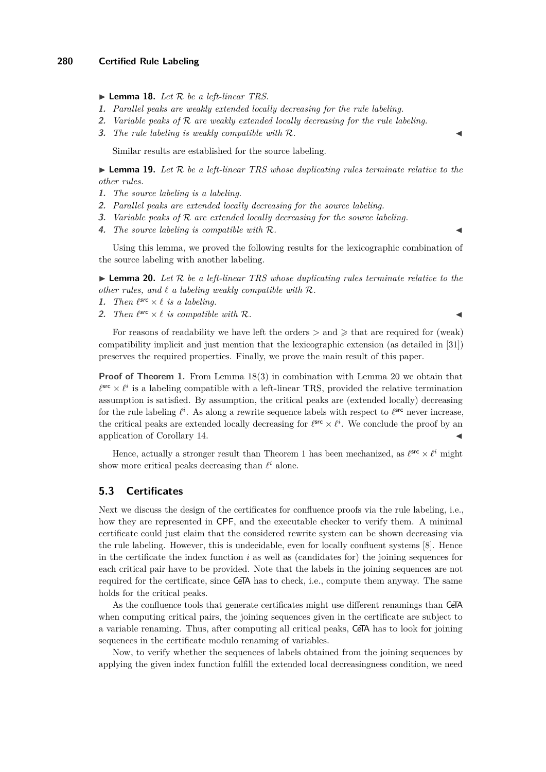▶ **Lemma 18.** *Let $\mathcal{R}$ be a left-linear TRS.*

1. *Parallel peaks are weakly extended locally decreasing for the rule labeling.*
2. *Variable peaks of $\mathcal{R}$ are weakly extended locally decreasing for the rule labeling.*
3. *The rule labeling is weakly compatible with $\mathcal{R}$.* ◀

Similar results are established for the source labeling.

▶ **Lemma 19.** *Let $\mathcal{R}$ be a left-linear TRS whose duplicating rules terminate relative to the other rules.*

1. *The source labeling is a labeling.*
2. *Parallel peaks are extended locally decreasing for the source labeling.*
3. *Variable peaks of $\mathcal{R}$ are extended locally decreasing for the source labeling.*
4. *The source labeling is compatible with $\mathcal{R}$.* ◀

Using this lemma, we proved the following results for the lexicographic combination of the source labeling with another labeling.

▶ **Lemma 20.** *Let $\mathcal{R}$ be a left-linear TRS whose duplicating rules terminate relative to the other rules, and $\ell$ a labeling weakly compatible with $\mathcal{R}$.*

1. *Then $\ell^{\mathsf{src}} \times \ell$ is a labeling.*
2. *Then $\ell^{\mathsf{src}} \times \ell$ is compatible with $\mathcal{R}$.* ◀

For reasons of readability we have left the orders $>$ and $\geqslant$ that are required for (weak) compatibility implicit and just mention that the lexicographic extension (as detailed in [31]) preserves the required properties. Finally, we prove the main result of this paper.

**Proof of Theorem 1.** From Lemma 18(3) in combination with Lemma 20 we obtain that $\ell^{\mathsf{src}} \times \ell^i$ is a labeling compatible with a left-linear TRS, provided the relative termination assumption is satisfied. By assumption, the critical peaks are (extended locally) decreasing for the rule labeling $\ell^i$. As along a rewrite sequence labels with respect to $\ell^{\mathsf{src}}$ never increase, the critical peaks are extended locally decreasing for $\ell^{\mathsf{src}} \times \ell^i$. We conclude the proof by an application of Corollary 14. ◀

Hence, actually a stronger result than Theorem 1 has been mechanized, as $\ell^{\mathsf{src}} \times \ell^i$ might show more critical peaks decreasing than $\ell^i$ alone.

## 5.3 Certificates

Next we discuss the design of the certificates for confluence proofs via the rule labeling, i.e., how they are represented in CPF, and the executable checker to verify them. A minimal certificate could just claim that the considered rewrite system can be shown decreasing via the rule labeling. However, this is undecidable, even for locally confluent systems [8]. Hence in the certificate the index function $i$ as well as (candidates for) the joining sequences for each critical pair have to be provided. Note that the labels in the joining sequences are not required for the certificate, since CeTA has to check, i.e., compute them anyway. The same holds for the critical peaks.

As the confluence tools that generate certificates might use different renamings than CeTA when computing critical pairs, the joining sequences given in the certificate are subject to a variable renaming. Thus, after computing all critical peaks, CeTA has to look for joining sequences in the certificate modulo renaming of variables.

Now, to verify whether the sequences of labels obtained from the joining sequences by applying the given index function fulfill the extended local decreasingness condition, we need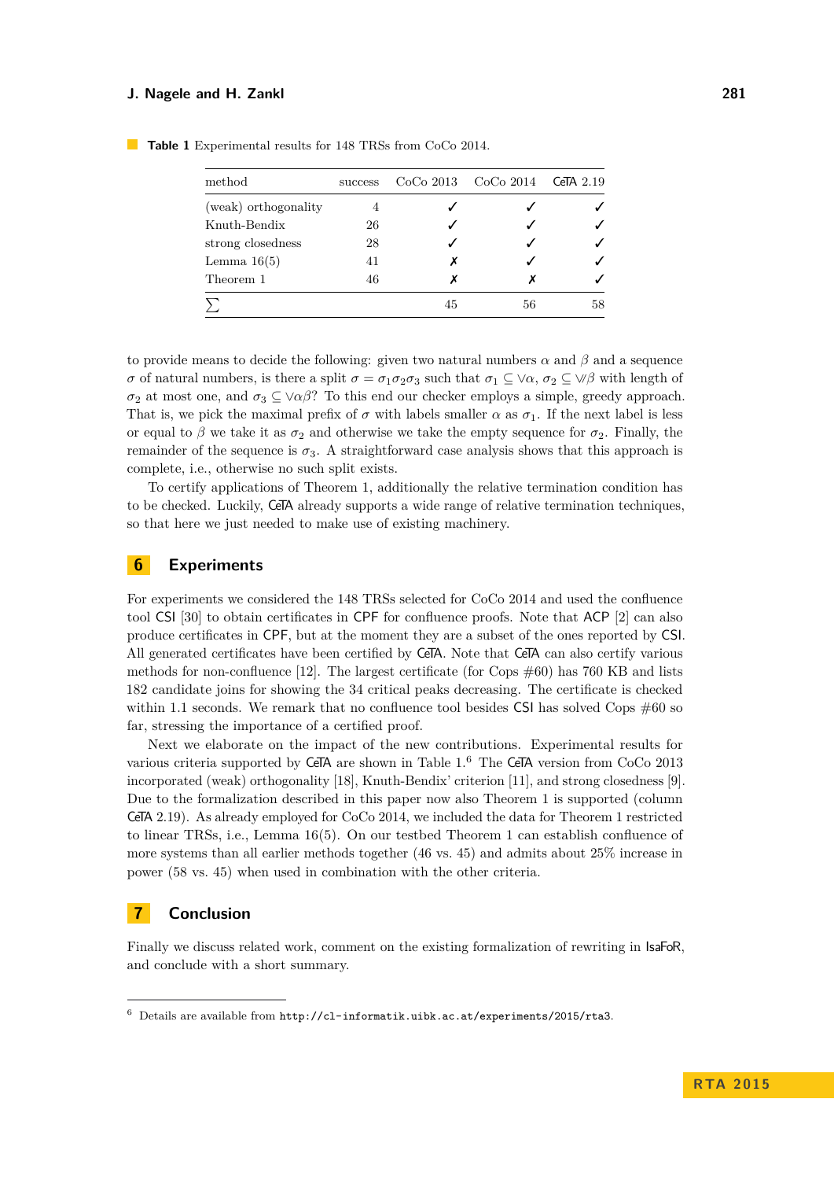**Table 1** Experimental results for 148 TRSs from CoCo 2014.

| method | success | CoCo 2013 | CoCo 2014 | CeTA 2.19 |
|---|---|---|---|---|
| (weak) orthogonality | 4 | ✓ | ✓ | ✓ |
| Knuth-Bendix | 26 | ✓ | ✓ | ✓ |
| strong closedness | 28 | ✓ | ✓ | ✓ |
| Lemma 16(5) | 41 | ✗ | ✓ | ✓ |
| Theorem 1 | 46 | ✗ | ✗ | ✓ |
| $\sum$ | | 45 | 56 | 58 |

to provide means to decide the following: given two natural numbers $\alpha$ and $\beta$ and a sequence $\sigma$ of natural numbers, is there a split $\sigma = \sigma_1\sigma_2\sigma_3$ such that $\sigma_1 \subseteq \vee\alpha$, $\sigma_2 \subseteq \vee\!\!\!/\beta$ with length of $\sigma_2$ at most one, and $\sigma_3 \subseteq \vee\alpha\beta$? To this end our checker employs a simple, greedy approach. That is, we pick the maximal prefix of $\sigma$ with labels smaller $\alpha$ as $\sigma_1$. If the next label is less or equal to $\beta$ we take it as $\sigma_2$ and otherwise we take the empty sequence for $\sigma_2$. Finally, the remainder of the sequence is $\sigma_3$. A straightforward case analysis shows that this approach is complete, i.e., otherwise no such split exists.

To certify applications of Theorem 1, additionally the relative termination condition has to be checked. Luckily, CeTA already supports a wide range of relative termination techniques, so that here we just needed to make use of existing machinery.

## 6 Experiments

For experiments we considered the 148 TRSs selected for CoCo 2014 and used the confluence tool CSI [30] to obtain certificates in CPF for confluence proofs. Note that ACP [2] can also produce certificates in CPF, but at the moment they are a subset of the ones reported by CSI. All generated certificates have been certified by CeTA. Note that CeTA can also certify various methods for non-confluence [12]. The largest certificate (for Cops #60) has 760 KB and lists 182 candidate joins for showing the 34 critical peaks decreasing. The certificate is checked within 1.1 seconds. We remark that no confluence tool besides CSI has solved Cops #60 so far, stressing the importance of a certified proof.

Next we elaborate on the impact of the new contributions. Experimental results for various criteria supported by CeTA are shown in Table 1.[6] The CeTA version from CoCo 2013 incorporated (weak) orthogonality [18], Knuth-Bendix' criterion [11], and strong closedness [9]. Due to the formalization described in this paper now also Theorem 1 is supported (column CeTA 2.19). As already employed for CoCo 2014, we included the data for Theorem 1 restricted to linear TRSs, i.e., Lemma 16(5). On our testbed Theorem 1 can establish confluence of more systems than all earlier methods together (46 vs. 45) and admits about 25% increase in power (58 vs. 45) when used in combination with the other criteria.

## 7 Conclusion

Finally we discuss related work, comment on the existing formalization of rewriting in IsaFoR, and conclude with a short summary.

[6] Details are available from http://cl-informatik.uibk.ac.at/experiments/2015/rta3.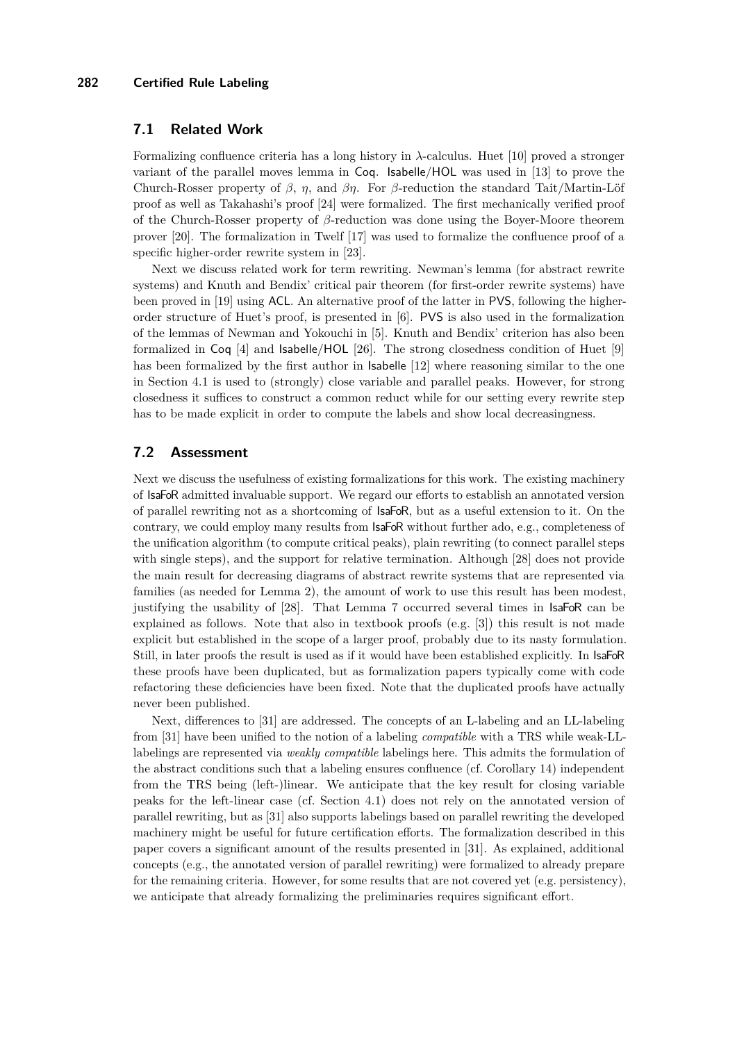## 7.1 Related Work

Formalizing confluence criteria has a long history in $\lambda$-calculus. Huet [10] proved a stronger variant of the parallel moves lemma in Coq. Isabelle/HOL was used in [13] to prove the Church-Rosser property of $\beta$, $\eta$, and $\beta\eta$. For $\beta$-reduction the standard Tait/Martin-Löf proof as well as Takahashi's proof [24] were formalized. The first mechanically verified proof of the Church-Rosser property of $\beta$-reduction was done using the Boyer-Moore theorem prover [20]. The formalization in Twelf [17] was used to formalize the confluence proof of a specific higher-order rewrite system in [23].

Next we discuss related work for term rewriting. Newman's lemma (for abstract rewrite systems) and Knuth and Bendix' critical pair theorem (for first-order rewrite systems) have been proved in [19] using ACL. An alternative proof of the latter in PVS, following the higher-order structure of Huet's proof, is presented in [6]. PVS is also used in the formalization of the lemmas of Newman and Yokouchi in [5]. Knuth and Bendix' criterion has also been formalized in Coq [4] and Isabelle/HOL [26]. The strong closedness condition of Huet [9] has been formalized by the first author in Isabelle [12] where reasoning similar to the one in Section 4.1 is used to (strongly) close variable and parallel peaks. However, for strong closedness it suffices to construct a common reduct while for our setting every rewrite step has to be made explicit in order to compute the labels and show local decreasingness.

## 7.2 Assessment

Next we discuss the usefulness of existing formalizations for this work. The existing machinery of IsaFoR admitted invaluable support. We regard our efforts to establish an annotated version of parallel rewriting not as a shortcoming of IsaFoR, but as a useful extension to it. On the contrary, we could employ many results from IsaFoR without further ado, e.g., completeness of the unification algorithm (to compute critical peaks), plain rewriting (to connect parallel steps with single steps), and the support for relative termination. Although [28] does not provide the main result for decreasing diagrams of abstract rewrite systems that are represented via families (as needed for Lemma 2), the amount of work to use this result has been modest, justifying the usability of [28]. That Lemma 7 occurred several times in IsaFoR can be explained as follows. Note that also in textbook proofs (e.g. [3]) this result is not made explicit but established in the scope of a larger proof, probably due to its nasty formulation. Still, in later proofs the result is used as if it would have been established explicitly. In IsaFoR these proofs have been duplicated, but as formalization papers typically come with code refactoring these deficiencies have been fixed. Note that the duplicated proofs have actually never been published.

Next, differences to [31] are addressed. The concepts of an L-labeling and an LL-labeling from [31] have been unified to the notion of a labeling *compatible* with a TRS while weak-LL-labelings are represented via *weakly compatible* labelings here. This admits the formulation of the abstract conditions such that a labeling ensures confluence (cf. Corollary 14) independent from the TRS being (left-)linear. We anticipate that the key result for closing variable peaks for the left-linear case (cf. Section 4.1) does not rely on the annotated version of parallel rewriting, but as [31] also supports labelings based on parallel rewriting the developed machinery might be useful for future certification efforts. The formalization described in this paper covers a significant amount of the results presented in [31]. As explained, additional concepts (e.g., the annotated version of parallel rewriting) were formalized to already prepare for the remaining criteria. However, for some results that are not covered yet (e.g. persistency), we anticipate that already formalizing the preliminaries requires significant effort.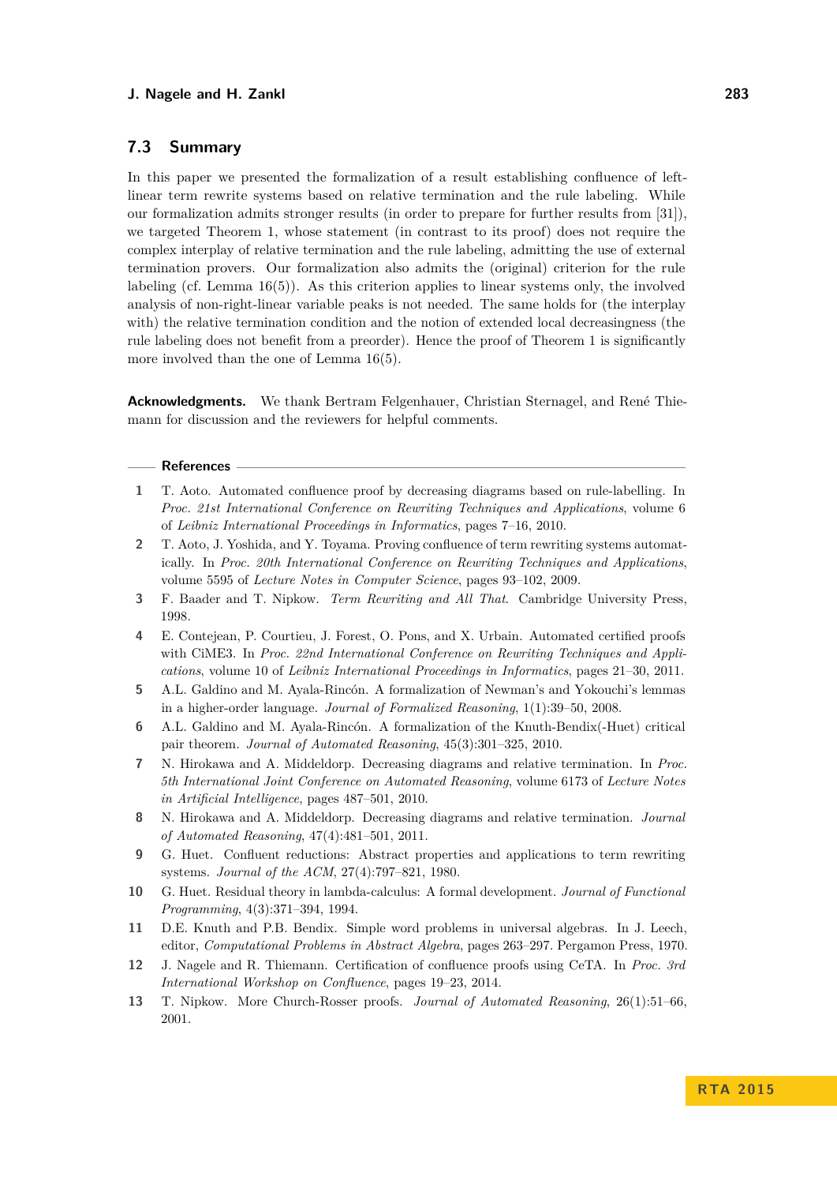### 7.3 Summary

In this paper we presented the formalization of a result establishing confluence of left-linear term rewrite systems based on relative termination and the rule labeling. While our formalization admits stronger results (in order to prepare for further results from [31]), we targeted Theorem 1, whose statement (in contrast to its proof) does not require the complex interplay of relative termination and the rule labeling, admitting the use of external termination provers. Our formalization also admits the (original) criterion for the rule labeling (cf. Lemma 16(5)). As this criterion applies to linear systems only, the involved analysis of non-right-linear variable peaks is not needed. The same holds for (the interplay with) the relative termination condition and the notion of extended local decreasingness (the rule labeling does not benefit from a preorder). Hence the proof of Theorem 1 is significantly more involved than the one of Lemma 16(5).

**Acknowledgments.** We thank Bertram Felgenhauer, Christian Sternagel, and René Thiemann for discussion and the reviewers for helpful comments.

#### References

1. T. Aoto. Automated confluence proof by decreasing diagrams based on rule-labelling. In *Proc. 21st International Conference on Rewriting Techniques and Applications*, volume 6 of *Leibniz International Proceedings in Informatics*, pages 7–16, 2010.
2. T. Aoto, J. Yoshida, and Y. Toyama. Proving confluence of term rewriting systems automatically. In *Proc. 20th International Conference on Rewriting Techniques and Applications*, volume 5595 of *Lecture Notes in Computer Science*, pages 93–102, 2009.
3. F. Baader and T. Nipkow. *Term Rewriting and All That*. Cambridge University Press, 1998.
4. E. Contejean, P. Courtieu, J. Forest, O. Pons, and X. Urbain. Automated certified proofs with CiME3. In *Proc. 22nd International Conference on Rewriting Techniques and Applications*, volume 10 of *Leibniz International Proceedings in Informatics*, pages 21–30, 2011.
5. A.L. Galdino and M. Ayala-Rincón. A formalization of Newman's and Yokouchi's lemmas in a higher-order language. *Journal of Formalized Reasoning*, 1(1):39–50, 2008.
6. A.L. Galdino and M. Ayala-Rincón. A formalization of the Knuth-Bendix(-Huet) critical pair theorem. *Journal of Automated Reasoning*, 45(3):301–325, 2010.
7. N. Hirokawa and A. Middeldorp. Decreasing diagrams and relative termination. In *Proc. 5th International Joint Conference on Automated Reasoning*, volume 6173 of *Lecture Notes in Artificial Intelligence*, pages 487–501, 2010.
8. N. Hirokawa and A. Middeldorp. Decreasing diagrams and relative termination. *Journal of Automated Reasoning*, 47(4):481–501, 2011.
9. G. Huet. Confluent reductions: Abstract properties and applications to term rewriting systems. *Journal of the ACM*, 27(4):797–821, 1980.
10. G. Huet. Residual theory in lambda-calculus: A formal development. *Journal of Functional Programming*, 4(3):371–394, 1994.
11. D.E. Knuth and P.B. Bendix. Simple word problems in universal algebras. In J. Leech, editor, *Computational Problems in Abstract Algebra*, pages 263–297. Pergamon Press, 1970.
12. J. Nagele and R. Thiemann. Certification of confluence proofs using CeTA. In *Proc. 3rd International Workshop on Confluence*, pages 19–23, 2014.
13. T. Nipkow. More Church-Rosser proofs. *Journal of Automated Reasoning*, 26(1):51–66, 2001.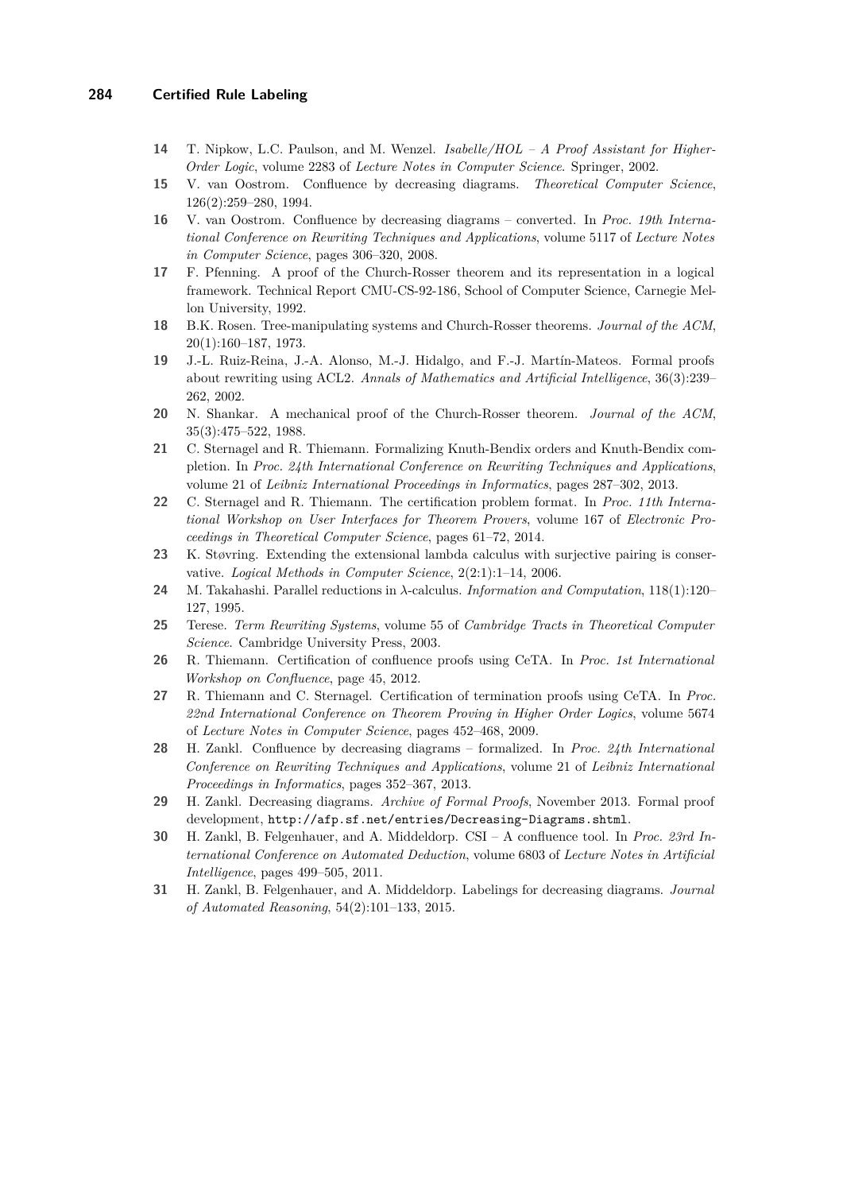14 T. Nipkow, L.C. Paulson, and M. Wenzel. *Isabelle/HOL – A Proof Assistant for Higher-Order Logic*, volume 2283 of *Lecture Notes in Computer Science*. Springer, 2002.

15 V. van Oostrom. Confluence by decreasing diagrams. *Theoretical Computer Science*, 126(2):259–280, 1994.

16 V. van Oostrom. Confluence by decreasing diagrams – converted. In *Proc. 19th International Conference on Rewriting Techniques and Applications*, volume 5117 of *Lecture Notes in Computer Science*, pages 306–320, 2008.

17 F. Pfenning. A proof of the Church-Rosser theorem and its representation in a logical framework. Technical Report CMU-CS-92-186, School of Computer Science, Carnegie Mellon University, 1992.

18 B.K. Rosen. Tree-manipulating systems and Church-Rosser theorems. *Journal of the ACM*, 20(1):160–187, 1973.

19 J.-L. Ruiz-Reina, J.-A. Alonso, M.-J. Hidalgo, and F.-J. Martín-Mateos. Formal proofs about rewriting using ACL2. *Annals of Mathematics and Artificial Intelligence*, 36(3):239–262, 2002.

20 N. Shankar. A mechanical proof of the Church-Rosser theorem. *Journal of the ACM*, 35(3):475–522, 1988.

21 C. Sternagel and R. Thiemann. Formalizing Knuth-Bendix orders and Knuth-Bendix completion. In *Proc. 24th International Conference on Rewriting Techniques and Applications*, volume 21 of *Leibniz International Proceedings in Informatics*, pages 287–302, 2013.

22 C. Sternagel and R. Thiemann. The certification problem format. In *Proc. 11th International Workshop on User Interfaces for Theorem Provers*, volume 167 of *Electronic Proceedings in Theoretical Computer Science*, pages 61–72, 2014.

23 K. Støvring. Extending the extensional lambda calculus with surjective pairing is conservative. *Logical Methods in Computer Science*, 2(2:1):1–14, 2006.

24 M. Takahashi. Parallel reductions in λ-calculus. *Information and Computation*, 118(1):120–127, 1995.

25 Terese. *Term Rewriting Systems*, volume 55 of *Cambridge Tracts in Theoretical Computer Science*. Cambridge University Press, 2003.

26 R. Thiemann. Certification of confluence proofs using CeTA. In *Proc. 1st International Workshop on Confluence*, page 45, 2012.

27 R. Thiemann and C. Sternagel. Certification of termination proofs using CeTA. In *Proc. 22nd International Conference on Theorem Proving in Higher Order Logics*, volume 5674 of *Lecture Notes in Computer Science*, pages 452–468, 2009.

28 H. Zankl. Confluence by decreasing diagrams – formalized. In *Proc. 24th International Conference on Rewriting Techniques and Applications*, volume 21 of *Leibniz International Proceedings in Informatics*, pages 352–367, 2013.

29 H. Zankl. Decreasing diagrams. *Archive of Formal Proofs*, November 2013. Formal proof development, `http://afp.sf.net/entries/Decreasing-Diagrams.shtml`.

30 H. Zankl, B. Felgenhauer, and A. Middeldorp. CSI – A confluence tool. In *Proc. 23rd International Conference on Automated Deduction*, volume 6803 of *Lecture Notes in Artificial Intelligence*, pages 499–505, 2011.

31 H. Zankl, B. Felgenhauer, and A. Middeldorp. Labelings for decreasing diagrams. *Journal of Automated Reasoning*, 54(2):101–133, 2015.